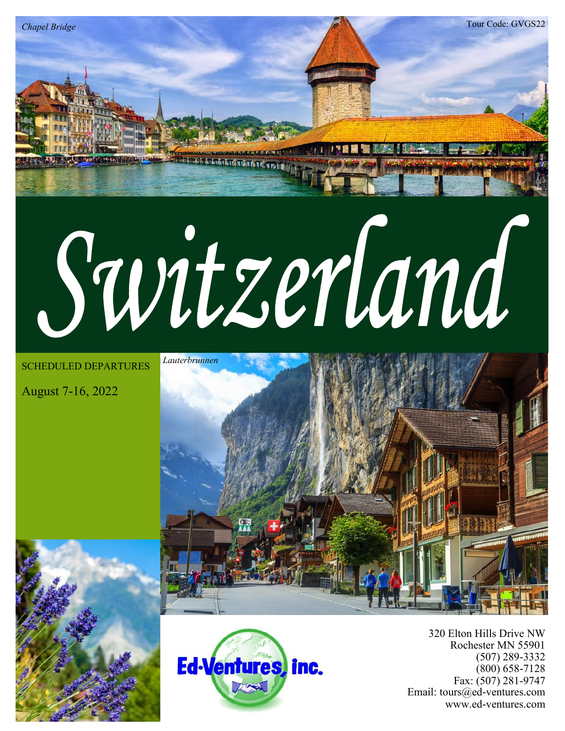*Chapel Bridge*

Tour Code: GVGS22

# Switzerland

SCHEDULED DEPARTURES

August 7-16, 2022

*Lauterbrunnen*

Ed-Ventures, inc.

320 Elton Hills Drive NW
Rochester MN 55901
(507) 289-3332
(800) 658-7128
Fax: (507) 281-9747
Email: tours@ed-ventures.com
www.ed-ventures.com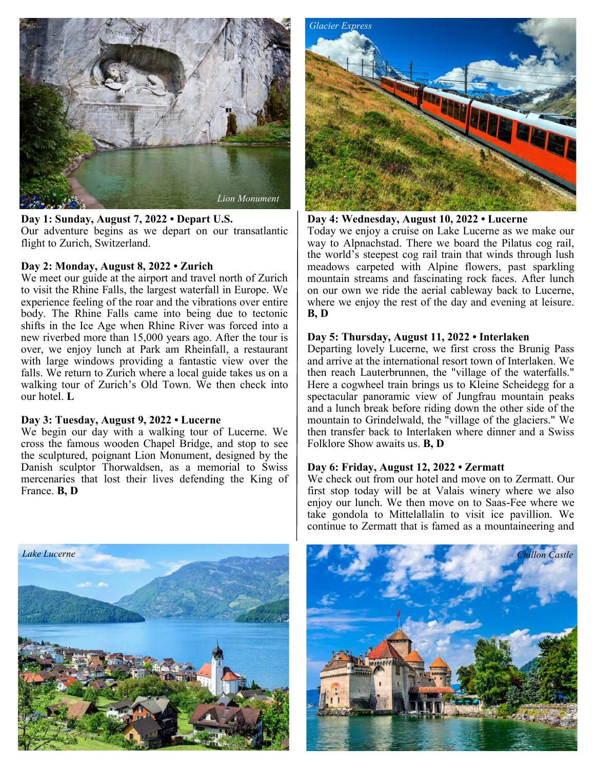Lion Monument

**Day 1: Sunday, August 7, 2022 • Depart U.S.**
Our adventure begins as we depart on our transatlantic flight to Zurich, Switzerland.

**Day 2: Monday, August 8, 2022 • Zurich**
We meet our guide at the airport and travel north of Zurich to visit the Rhine Falls, the largest waterfall in Europe. We experience feeling of the roar and the vibrations over entire body. The Rhine Falls came into being due to tectonic shifts in the Ice Age when Rhine River was forced into a new riverbed more than 15,000 years ago. After the tour is over, we enjoy lunch at Park am Rheinfall, a restaurant with large windows providing a fantastic view over the falls. We return to Zurich where a local guide takes us on a walking tour of Zurich's Old Town. We then check into our hotel. **L**

**Day 3: Tuesday, August 9, 2022 • Lucerne**
We begin our day with a walking tour of Lucerne. We cross the famous wooden Chapel Bridge, and stop to see the sculptured, poignant Lion Monument, designed by the Danish sculptor Thorwaldsen, as a memorial to Swiss mercenaries that lost their lives defending the King of France. **B, D**

Lake Lucerne

Glacier Express

**Day 4: Wednesday, August 10, 2022 • Lucerne**
Today we enjoy a cruise on Lake Lucerne as we make our way to Alpnachstad. There we board the Pilatus cog rail, the world's steepest cog rail train that winds through lush meadows carpeted with Alpine flowers, past sparkling mountain streams and fascinating rock faces. After lunch on our own we ride the aerial cableway back to Lucerne, where we enjoy the rest of the day and evening at leisure. **B, D**

**Day 5: Thursday, August 11, 2022 • Interlaken**
Departing lovely Lucerne, we first cross the Brunig Pass and arrive at the international resort town of Interlaken. We then reach Lauterbrunnen, the "village of the waterfalls." Here a cogwheel train brings us to Kleine Scheidegg for a spectacular panoramic view of Jungfrau mountain peaks and a lunch break before riding down the other side of the mountain to Grindelwald, the "village of the glaciers." We then transfer back to Interlaken where dinner and a Swiss Folklore Show awaits us. **B, D**

**Day 6: Friday, August 12, 2022 • Zermatt**
We check out from our hotel and move on to Zermatt. Our first stop today will be at Valais winery where we also enjoy our lunch. We then move on to Saas-Fee where we take gondola to Mittelallalin to visit ice pavillion. We continue to Zermatt that is famed as a mountaineering and

Chillon Castle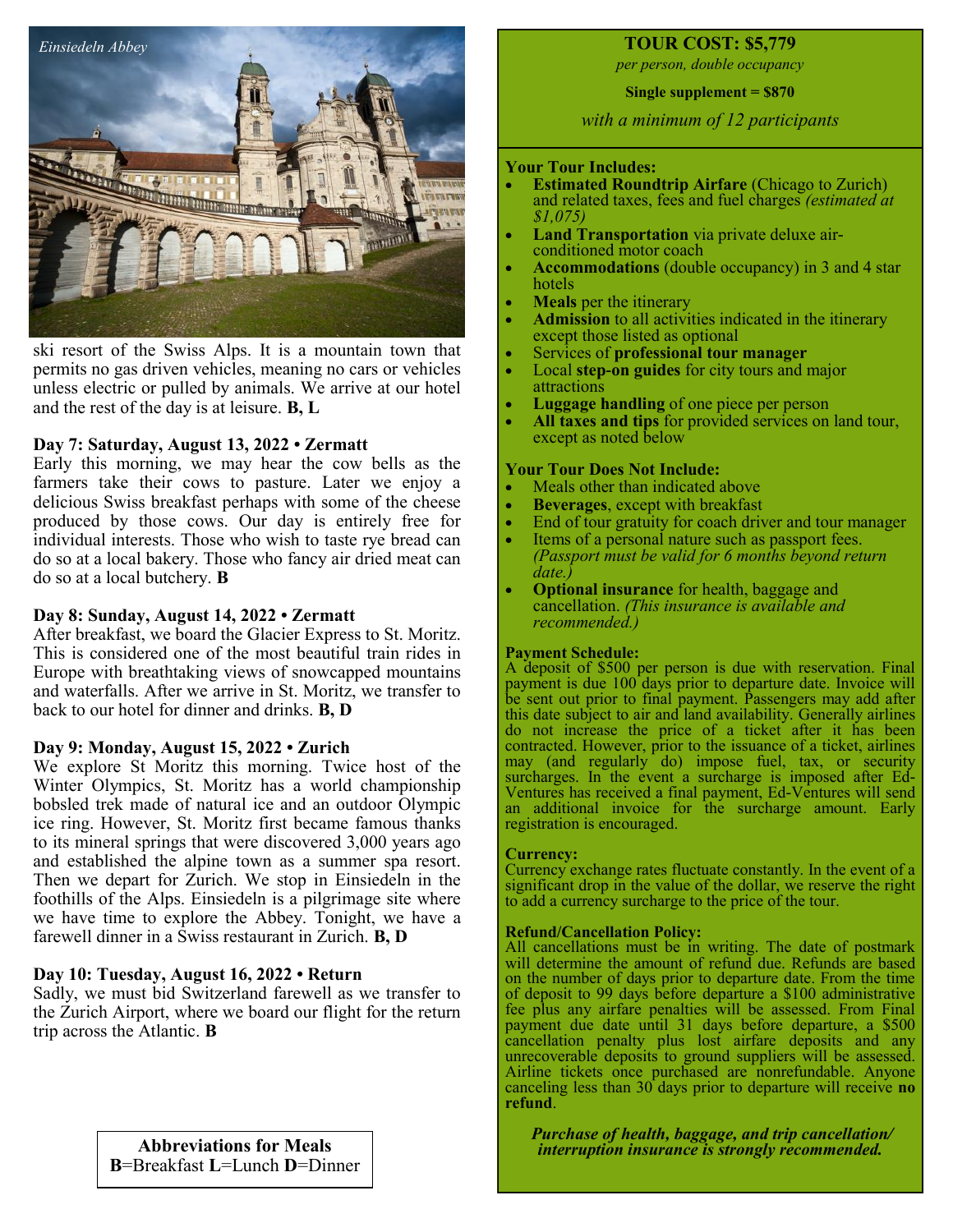Einsiedeln Abbey

ski resort of the Swiss Alps. It is a mountain town that permits no gas driven vehicles, meaning no cars or vehicles unless electric or pulled by animals. We arrive at our hotel and the rest of the day is at leisure. **B, L**

**Day 7: Saturday, August 13, 2022 • Zermatt**

Early this morning, we may hear the cow bells as the farmers take their cows to pasture. Later we enjoy a delicious Swiss breakfast perhaps with some of the cheese produced by those cows. Our day is entirely free for individual interests. Those who wish to taste rye bread can do so at a local bakery. Those who fancy air dried meat can do so at a local butchery. **B**

**Day 8: Sunday, August 14, 2022 • Zermatt**

After breakfast, we board the Glacier Express to St. Moritz. This is considered one of the most beautiful train rides in Europe with breathtaking views of snowcapped mountains and waterfalls. After we arrive in St. Moritz, we transfer to back to our hotel for dinner and drinks. **B, D**

**Day 9: Monday, August 15, 2022 • Zurich**

We explore St Moritz this morning. Twice host of the Winter Olympics, St. Moritz has a world championship bobsled trek made of natural ice and an outdoor Olympic ice ring. However, St. Moritz first became famous thanks to its mineral springs that were discovered 3,000 years ago and established the alpine town as a summer spa resort. Then we depart for Zurich. We stop in Einsiedeln in the foothills of the Alps. Einsiedeln is a pilgrimage site where we have time to explore the Abbey. Tonight, we have a farewell dinner in a Swiss restaurant in Zurich. **B, D**

**Day 10: Tuesday, August 16, 2022 • Return**

Sadly, we must bid Switzerland farewell as we transfer to the Zurich Airport, where we board our flight for the return trip across the Atlantic. **B**

**Abbreviations for Meals**
**B**=Breakfast **L**=Lunch **D**=Dinner

## TOUR COST: $5,779

*per person, double occupancy*

**Single supplement = $870**

*with a minimum of 12 participants*

**Your Tour Includes:**

- **Estimated Roundtrip Airfare** (Chicago to Zurich) and related taxes, fees and fuel charges *(estimated at $1,075)*
- **Land Transportation** via private deluxe air-conditioned motor coach
- **Accommodations** (double occupancy) in 3 and 4 star hotels
- **Meals** per the itinerary
- **Admission** to all activities indicated in the itinerary except those listed as optional
- Services of **professional tour manager**
- Local **step-on guides** for city tours and major attractions
- **Luggage handling** of one piece per person
- **All taxes and tips** for provided services on land tour, except as noted below

**Your Tour Does Not Include:**

- Meals other than indicated above
- **Beverages**, except with breakfast
- End of tour gratuity for coach driver and tour manager
- Items of a personal nature such as passport fees. *(Passport must be valid for 6 months beyond return date.)*
- **Optional insurance** for health, baggage and cancellation. *(This insurance is available and recommended.)*

**Payment Schedule:**

A deposit of $500 per person is due with reservation. Final payment is due 100 days prior to departure date. Invoice will be sent out prior to final payment. Passengers may add after this date subject to air and land availability. Generally airlines do not increase the price of a ticket after it has been contracted. However, prior to the issuance of a ticket, airlines may (and regularly do) impose fuel, tax, or security surcharges. In the event a surcharge is imposed after Ed-Ventures has received a final payment, Ed-Ventures will send an additional invoice for the surcharge amount. Early registration is encouraged.

**Currency:**

Currency exchange rates fluctuate constantly. In the event of a significant drop in the value of the dollar, we reserve the right to add a currency surcharge to the price of the tour.

**Refund/Cancellation Policy:**

All cancellations must be in writing. The date of postmark will determine the amount of refund due. Refunds are based on the number of days prior to departure date. From the time of deposit to 99 days before departure a $100 administrative fee plus any airfare penalties will be assessed. From Final payment due date until 31 days before departure, a $500 cancellation penalty plus lost airfare deposits and any unrecoverable deposits to ground suppliers will be assessed. Airline tickets once purchased are nonrefundable. Anyone canceling less than 30 days prior to departure will receive **no refund**.

***Purchase of health, baggage, and trip cancellation/ interruption insurance is strongly recommended.***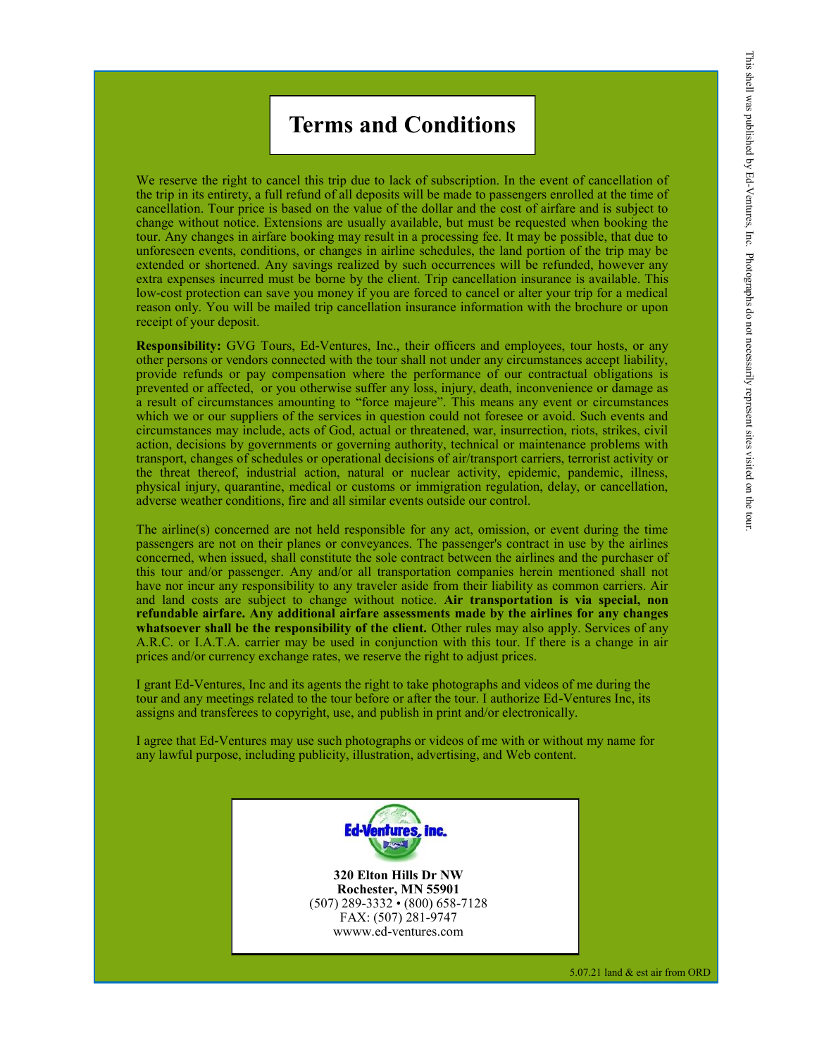# Terms and Conditions

We reserve the right to cancel this trip due to lack of subscription. In the event of cancellation of the trip in its entirety, a full refund of all deposits will be made to passengers enrolled at the time of cancellation. Tour price is based on the value of the dollar and the cost of airfare and is subject to change without notice. Extensions are usually available, but must be requested when booking the tour. Any changes in airfare booking may result in a processing fee. It may be possible, that due to unforeseen events, conditions, or changes in airline schedules, the land portion of the trip may be extended or shortened. Any savings realized by such occurrences will be refunded, however any extra expenses incurred must be borne by the client. Trip cancellation insurance is available. This low-cost protection can save you money if you are forced to cancel or alter your trip for a medical reason only. You will be mailed trip cancellation insurance information with the brochure or upon receipt of your deposit.

**Responsibility:** GVG Tours, Ed-Ventures, Inc., their officers and employees, tour hosts, or any other persons or vendors connected with the tour shall not under any circumstances accept liability, provide refunds or pay compensation where the performance of our contractual obligations is prevented or affected, or you otherwise suffer any loss, injury, death, inconvenience or damage as a result of circumstances amounting to "force majeure". This means any event or circumstances which we or our suppliers of the services in question could not foresee or avoid. Such events and circumstances may include, acts of God, actual or threatened, war, insurrection, riots, strikes, civil action, decisions by governments or governing authority, technical or maintenance problems with transport, changes of schedules or operational decisions of air/transport carriers, terrorist activity or the threat thereof, industrial action, natural or nuclear activity, epidemic, pandemic, illness, physical injury, quarantine, medical or customs or immigration regulation, delay, or cancellation, adverse weather conditions, fire and all similar events outside our control.

The airline(s) concerned are not held responsible for any act, omission, or event during the time passengers are not on their planes or conveyances. The passenger's contract in use by the airlines concerned, when issued, shall constitute the sole contract between the airlines and the purchaser of this tour and/or passenger. Any and/or all transportation companies herein mentioned shall not have nor incur any responsibility to any traveler aside from their liability as common carriers. Air and land costs are subject to change without notice. **Air transportation is via special, non refundable airfare. Any additional airfare assessments made by the airlines for any changes whatsoever shall be the responsibility of the client.** Other rules may also apply. Services of any A.R.C. or I.A.T.A. carrier may be used in conjunction with this tour. If there is a change in air prices and/or currency exchange rates, we reserve the right to adjust prices.

I grant Ed-Ventures, Inc and its agents the right to take photographs and videos of me during the tour and any meetings related to the tour before or after the tour. I authorize Ed-Ventures Inc, its assigns and transferees to copyright, use, and publish in print and/or electronically.

I agree that Ed-Ventures may use such photographs or videos of me with or without my name for any lawful purpose, including publicity, illustration, advertising, and Web content.

Ed-Ventures, Inc.

**320 Elton Hills Dr NW**
**Rochester, MN 55901**
(507) 289-3332 • (800) 658-7128
FAX: (507) 281-9747
wwww.ed-ventures.com

5.07.21 land & est air from ORD

This shell was published by Ed-Ventures, Inc. Photographs do not necessarily represent sites visited on the tour.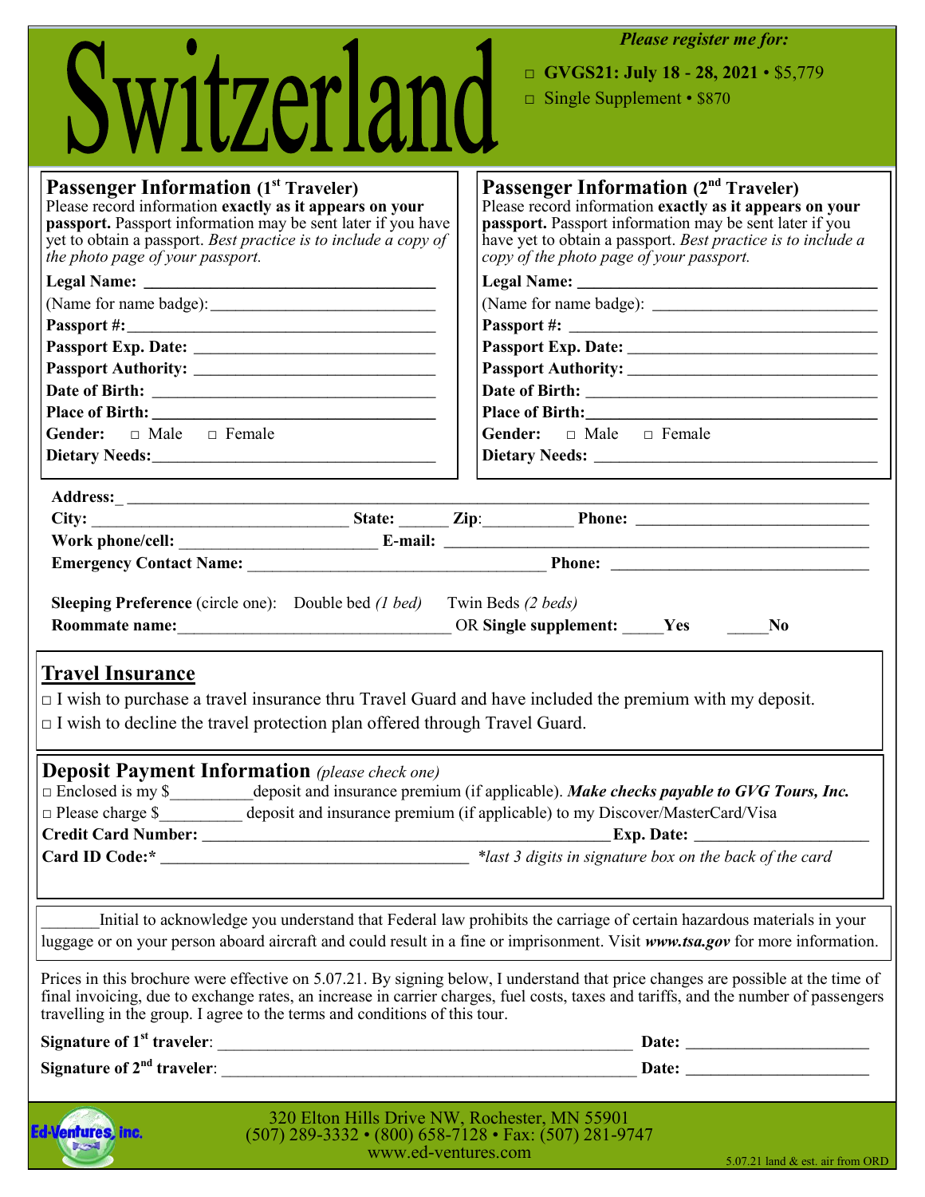# Switzerland

*Please register me for:*

□ **GVGS21: July 18 - 28, 2021** • $5,779

□ Single Supplement • $870

## Passenger Information (1st Traveler)

Please record information **exactly as it appears on your passport.** Passport information may be sent later if you have yet to obtain a passport. *Best practice is to include a copy of the photo page of your passport.*

**Legal Name:** ___________________________________

(Name for name badge): ___________________________

**Passport #:** _____________________________________

**Passport Exp. Date:** _____________________________

**Passport Authority:** _____________________________

**Date of Birth:** __________________________________

**Place of Birth:** _________________________________

**Gender:** □ Male □ Female

**Dietary Needs:** __________________________________

## Passenger Information (2nd Traveler)

Please record information **exactly as it appears on your passport.** Passport information may be sent later if you have yet to obtain a passport. *Best practice is to include a copy of the photo page of your passport.*

**Legal Name:** ___________________________________

(Name for name badge): ___________________________

**Passport #:** _____________________________________

**Passport Exp. Date:** _____________________________

**Passport Authority:** _____________________________

**Date of Birth:** __________________________________

**Place of Birth:** _________________________________

**Gender:** □ Male □ Female

**Dietary Needs:** __________________________________

**Address:** ______________________________________________________________________

**City:** _____________________________ **State:** ______ **Zip:** __________ **Phone:** __________________________

**Work phone/cell:** _______________________ **E-mail:** _________________________________________________

**Emergency Contact Name:** ___________________________________ **Phone:** ______________________________

**Sleeping Preference** (circle one): Double bed *(1 bed)* Twin Beds *(2 beds)*

**Roommate name:** ________________________________ OR **Single supplement:** _____**Yes** _____**No**

## Travel Insurance

□ I wish to purchase a travel insurance thru Travel Guard and have included the premium with my deposit.

□ I wish to decline the travel protection plan offered through Travel Guard.

## Deposit Payment Information *(please check one)*

□ Enclosed is my $__________deposit and insurance premium (if applicable). ***Make checks payable to GVG Tours, Inc.***

□ Please charge $__________ deposit and insurance premium (if applicable) to my Discover/MasterCard/Visa

**Credit Card Number:** __________________________________________________ **Exp. Date:** ____________________

**Card ID Code:*** _____________________________________ *\*last 3 digits in signature box on the back of the card*

_______Initial to acknowledge you understand that Federal law prohibits the carriage of certain hazardous materials in your luggage or on your person aboard aircraft and could result in a fine or imprisonment. Visit ***www.tsa.gov*** for more information.

Prices in this brochure were effective on 5.07.21. By signing below, I understand that price changes are possible at the time of final invoicing, due to exchange rates, an increase in carrier charges, fuel costs, taxes and tariffs, and the number of passengers travelling in the group. I agree to the terms and conditions of this tour.

**Signature of 1st traveler**: _________________________________________________ **Date:** _____________________

**Signature of 2nd traveler**: _________________________________________________ **Date:** _____________________

Ed-Ventures, Inc.

320 Elton Hills Drive NW, Rochester, MN 55901
(507) 289-3332 • (800) 658-7128 • Fax: (507) 281-9747
www.ed-ventures.com

5.07.21 land & est. air from ORD